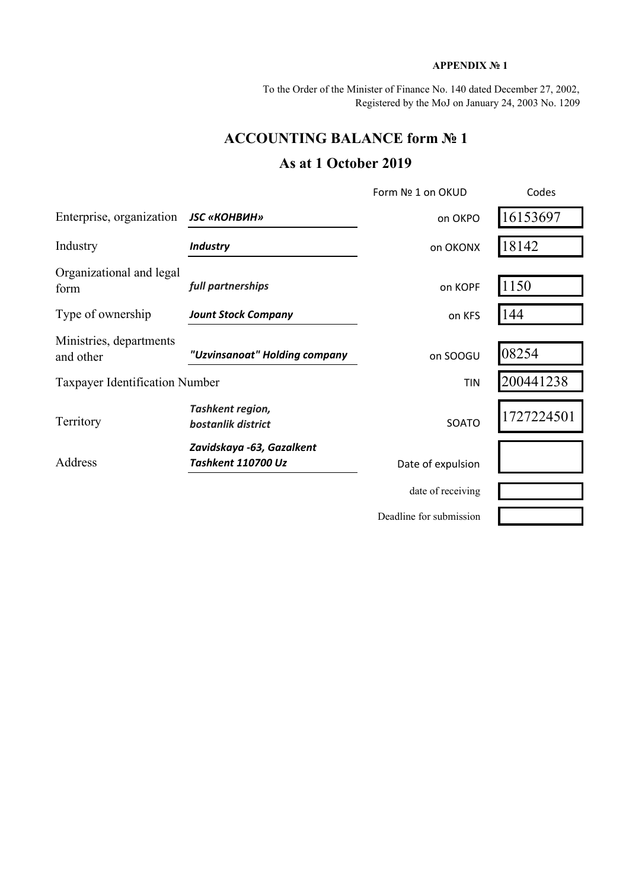**APPENDIX № 1**

To the Order of the Minister of Finance No. 140 dated December 27, 2002,
Registered by the MoJ on January 24, 2003 No. 1209

# ACCOUNTING BALANCE form № 1

## As at 1 October 2019

| | | Form № 1 on OKUD | Codes |
|---|---|---|---|
| Enterprise, organization | ***JSC «КОНВИН»*** | on OKPO | 16153697 |
| Industry | ***Industry*** | on OKONX | 18142 |
| Organizational and legal form | ***full partnerships*** | on KOPF | 1150 |
| Type of ownership | ***Jount Stock Company*** | on KFS | 144 |
| Ministries, departments and other | ***"Uzvinsanoat" Holding company*** | on SOOGU | 08254 |
| Taxpayer Identification Number | | TIN | 200441238 |
| Territory | ***Tashkent region, bostanlik district*** | SOATO | 1727224501 |
| Address | ***Zavidskaya -63, Gazalkent Tashkent 110700 Uz*** | Date of expulsion | |
| | | date of receiving | |
| | | Deadline for submission | |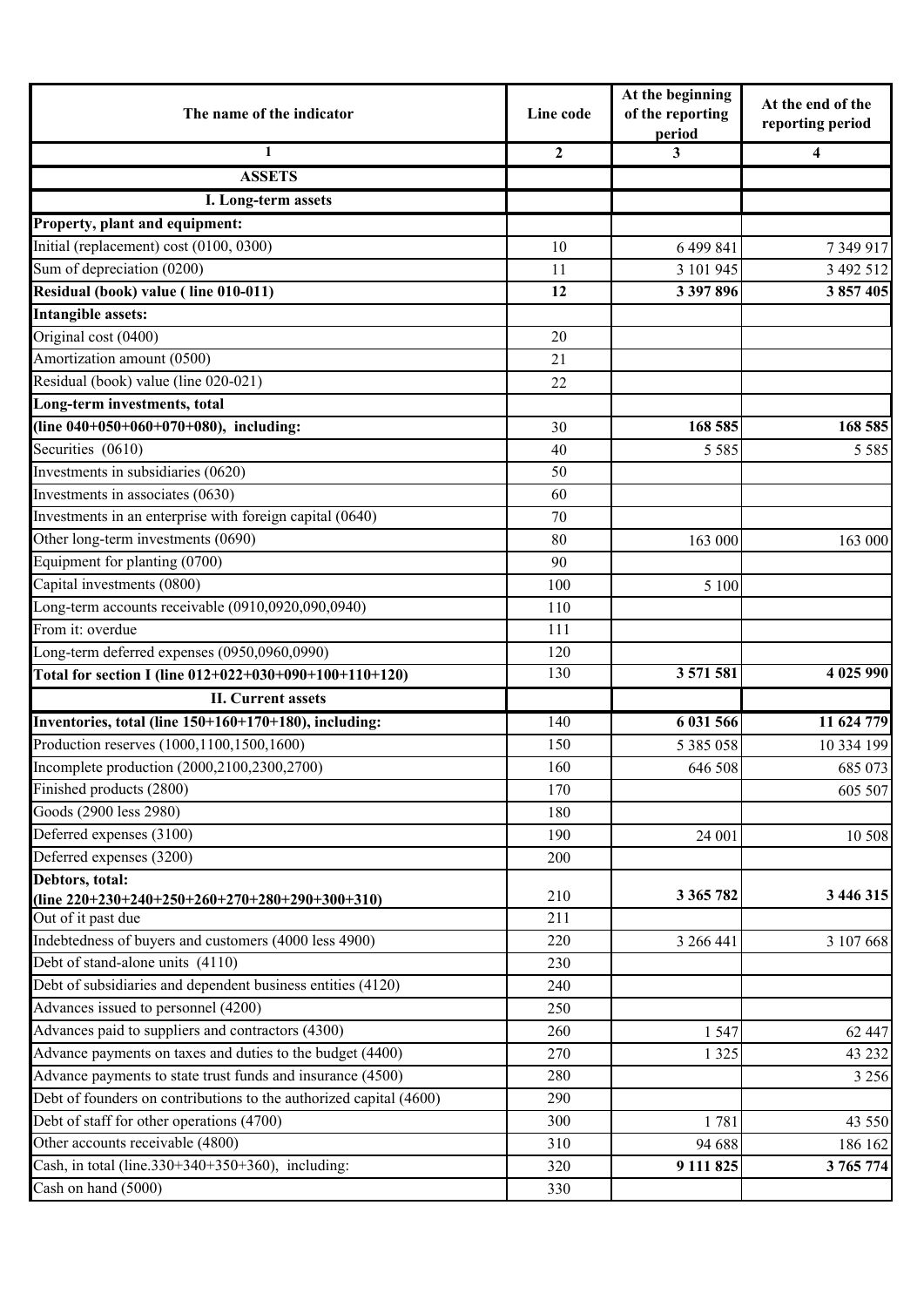| The name of the indicator | Line code | At the beginning of the reporting period | At the end of the reporting period |
|---|---|---|---|
| 1 | 2 | 3 | 4 |
| **ASSETS** | | | |
| **I. Long-term assets** | | | |
| **Property, plant and equipment:** | | | |
| Initial (replacement) cost (0100, 0300) | 10 | 6 499 841 | 7 349 917 |
| Sum of depreciation (0200) | 11 | 3 101 945 | 3 492 512 |
| **Residual (book) value ( line 010-011)** | **12** | **3 397 896** | **3 857 405** |
| **Intangible assets:** | | | |
| Original cost (0400) | 20 | | |
| Amortization amount (0500) | 21 | | |
| Residual (book) value (line 020-021) | 22 | | |
| **Long-term investments, total** | | | |
| **(line 040+050+060+070+080), including:** | 30 | **168 585** | **168 585** |
| Securities (0610) | 40 | 5 585 | 5 585 |
| Investments in subsidiaries (0620) | 50 | | |
| Investments in associates (0630) | 60 | | |
| Investments in an enterprise with foreign capital (0640) | 70 | | |
| Other long-term investments (0690) | 80 | 163 000 | 163 000 |
| Equipment for planting (0700) | 90 | | |
| Capital investments (0800) | 100 | 5 100 | |
| Long-term accounts receivable (0910,0920,090,0940) | 110 | | |
| From it: overdue | 111 | | |
| Long-term deferred expenses (0950,0960,0990) | 120 | | |
| **Total for section I (line 012+022+030+090+100+110+120)** | 130 | **3 571 581** | **4 025 990** |
| **II. Current assets** | | | |
| **Inventories, total (line 150+160+170+180), including:** | 140 | **6 031 566** | **11 624 779** |
| Production reserves (1000,1100,1500,1600) | 150 | 5 385 058 | 10 334 199 |
| Incomplete production (2000,2100,2300,2700) | 160 | 646 508 | 685 073 |
| Finished products (2800) | 170 | | 605 507 |
| Goods (2900 less 2980) | 180 | | |
| Deferred expenses (3100) | 190 | 24 001 | 10 508 |
| Deferred expenses (3200) | 200 | | |
| **Debtors, total: (line 220+230+240+250+260+270+280+290+300+310)** | 210 | **3 365 782** | **3 446 315** |
| Out of it past due | 211 | | |
| Indebtedness of buyers and customers (4000 less 4900) | 220 | 3 266 441 | 3 107 668 |
| Debt of stand-alone units (4110) | 230 | | |
| Debt of subsidiaries and dependent business entities (4120) | 240 | | |
| Advances issued to personnel (4200) | 250 | | |
| Advances paid to suppliers and contractors (4300) | 260 | 1 547 | 62 447 |
| Advance payments on taxes and duties to the budget (4400) | 270 | 1 325 | 43 232 |
| Advance payments to state trust funds and insurance (4500) | 280 | | 3 256 |
| Debt of founders on contributions to the authorized capital (4600) | 290 | | |
| Debt of staff for other operations (4700) | 300 | 1 781 | 43 550 |
| Other accounts receivable (4800) | 310 | 94 688 | 186 162 |
| Cash, in total (line.330+340+350+360), including: | 320 | **9 111 825** | **3 765 774** |
| Cash on hand (5000) | 330 | | |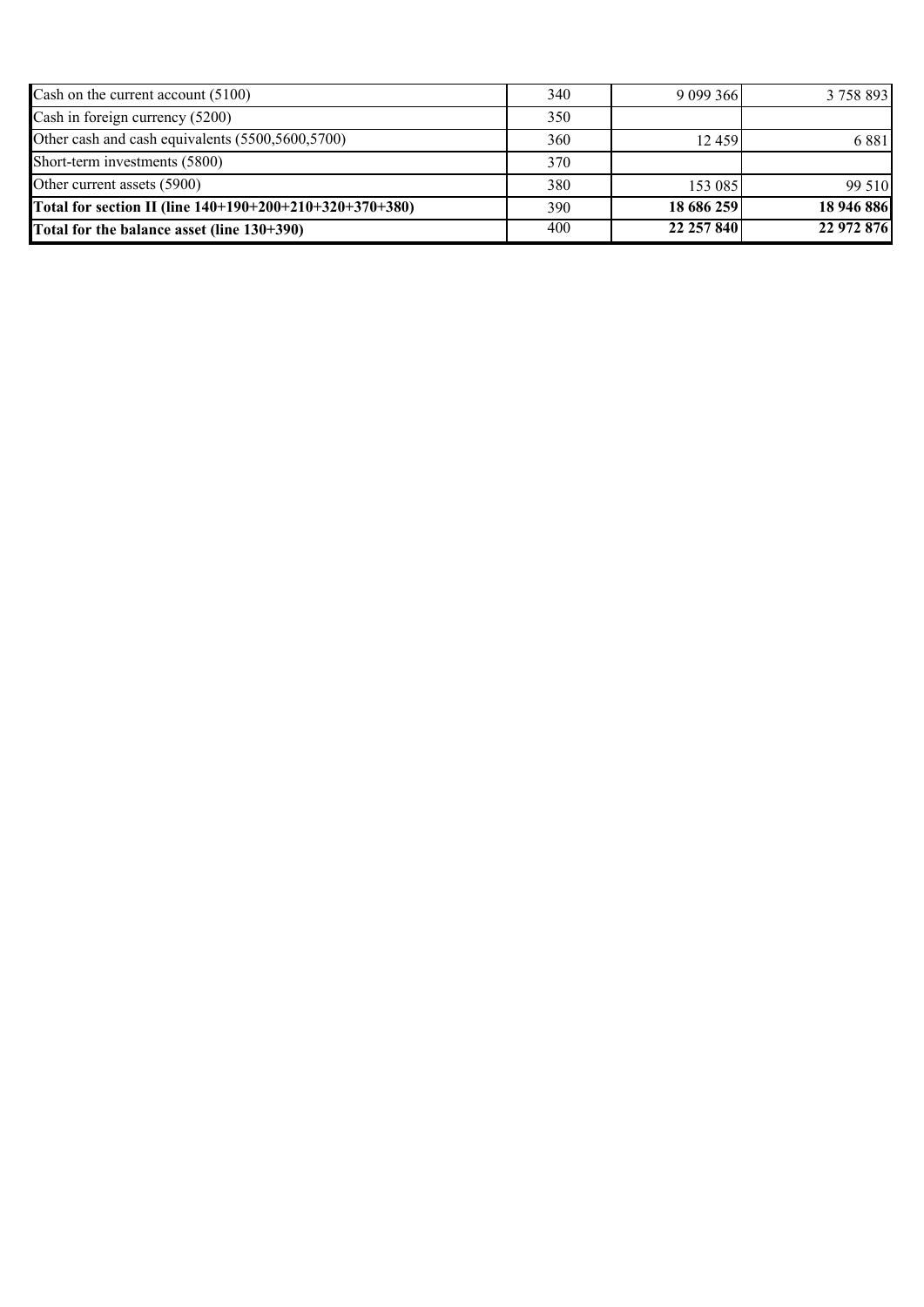| | | | |
|---|---|---|---|
| Cash on the current account (5100) | 340 | 9 099 366 | 3 758 893 |
| Cash in foreign currency (5200) | 350 | | |
| Other cash and cash equivalents (5500,5600,5700) | 360 | 12 459 | 6 881 |
| Short-term investments (5800) | 370 | | |
| Other current assets (5900) | 380 | 153 085 | 99 510 |
| **Total for section II (line 140+190+200+210+320+370+380)** | 390 | **18 686 259** | **18 946 886** |
| **Total for the balance asset (line 130+390)** | 400 | **22 257 840** | **22 972 876** |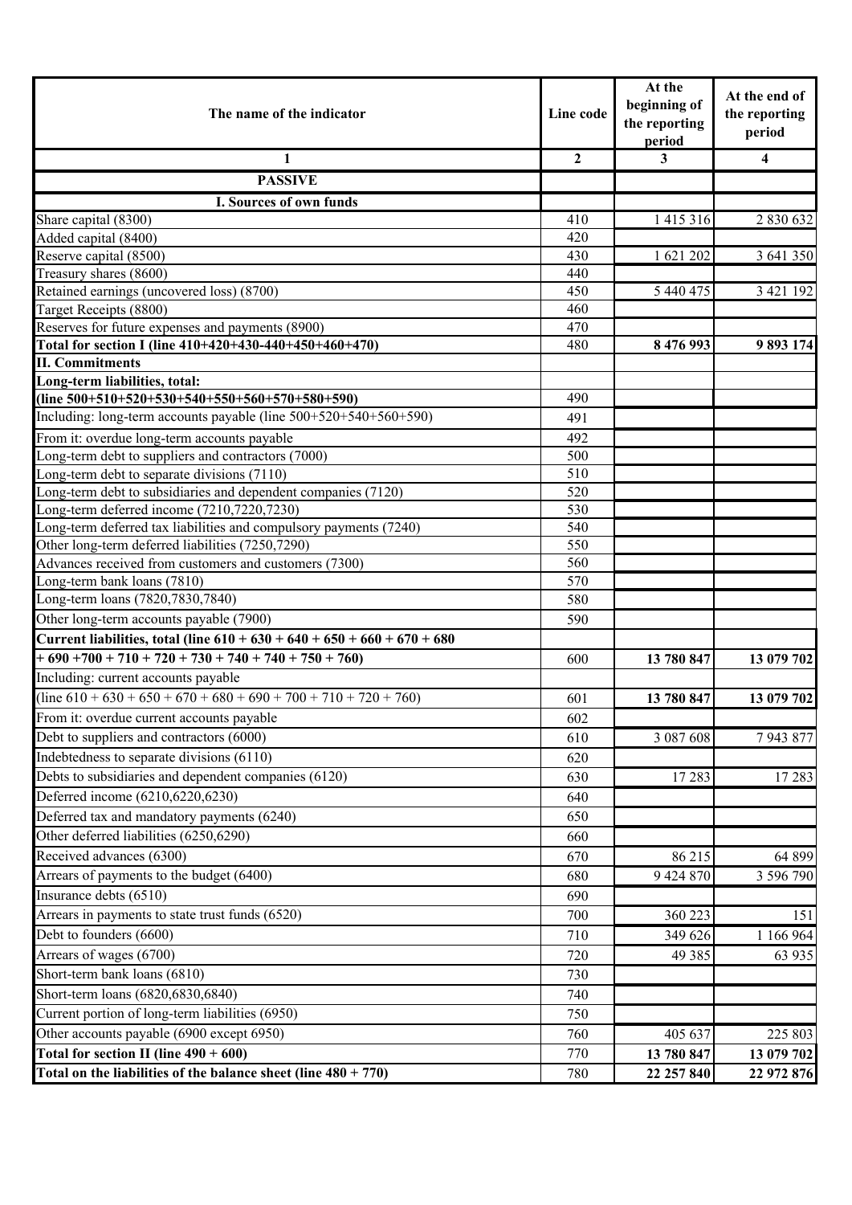| The name of the indicator | Line code | At the beginning of the reporting period | At the end of the reporting period |
|---|---|---|---|
| 1 | 2 | 3 | 4 |
| **PASSIVE** | | | |
| **I. Sources of own funds** | | | |
| Share capital (8300) | 410 | 1 415 316 | 2 830 632 |
| Added capital (8400) | 420 | | |
| Reserve capital (8500) | 430 | 1 621 202 | 3 641 350 |
| Treasury shares (8600) | 440 | | |
| Retained earnings (uncovered loss) (8700) | 450 | 5 440 475 | 3 421 192 |
| Target Receipts (8800) | 460 | | |
| Reserves for future expenses and payments (8900) | 470 | | |
| **Total for section I (line 410+420+430-440+450+460+470)** | 480 | **8 476 993** | **9 893 174** |
| **II. Commitments** | | | |
| **Long-term liabilities, total: (line 500+510+520+530+540+550+560+570+580+590)** | 490 | | |
| Including: long-term accounts payable (line 500+520+540+560+590) | 491 | | |
| From it: overdue long-term accounts payable | 492 | | |
| Long-term debt to suppliers and contractors (7000) | 500 | | |
| Long-term debt to separate divisions (7110) | 510 | | |
| Long-term debt to subsidiaries and dependent companies (7120) | 520 | | |
| Long-term deferred income (7210,7220,7230) | 530 | | |
| Long-term deferred tax liabilities and compulsory payments (7240) | 540 | | |
| Other long-term deferred liabilities (7250,7290) | 550 | | |
| Advances received from customers and customers (7300) | 560 | | |
| Long-term bank loans (7810) | 570 | | |
| Long-term loans (7820,7830,7840) | 580 | | |
| Other long-term accounts payable (7900) | 590 | | |
| **Current liabilities, total (line 610 + 630 + 640 + 650 + 660 + 670 + 680 + 690 +700 + 710 + 720 + 730 + 740 + 750 + 760)** | 600 | **13 780 847** | **13 079 702** |
| Including: current accounts payable (line 610 + 630 + 650 + 670 + 680 + 690 + 700 + 710 + 720 + 760) | 601 | **13 780 847** | **13 079 702** |
| From it: overdue current accounts payable | 602 | | |
| Debt to suppliers and contractors (6000) | 610 | 3 087 608 | 7 943 877 |
| Indebtedness to separate divisions (6110) | 620 | | |
| Debts to subsidiaries and dependent companies (6120) | 630 | 17 283 | 17 283 |
| Deferred income (6210,6220,6230) | 640 | | |
| Deferred tax and mandatory payments (6240) | 650 | | |
| Other deferred liabilities (6250,6290) | 660 | | |
| Received advances (6300) | 670 | 86 215 | 64 899 |
| Arrears of payments to the budget (6400) | 680 | 9 424 870 | 3 596 790 |
| Insurance debts (6510) | 690 | | |
| Arrears in payments to state trust funds (6520) | 700 | 360 223 | 151 |
| Debt to founders (6600) | 710 | 349 626 | 1 166 964 |
| Arrears of wages (6700) | 720 | 49 385 | 63 935 |
| Short-term bank loans (6810) | 730 | | |
| Short-term loans (6820,6830,6840) | 740 | | |
| Current portion of long-term liabilities (6950) | 750 | | |
| Other accounts payable (6900 except 6950) | 760 | 405 637 | 225 803 |
| **Total for section II (line 490 + 600)** | 770 | **13 780 847** | **13 079 702** |
| **Total on the liabilities of the balance sheet (line 480 + 770)** | 780 | **22 257 840** | **22 972 876** |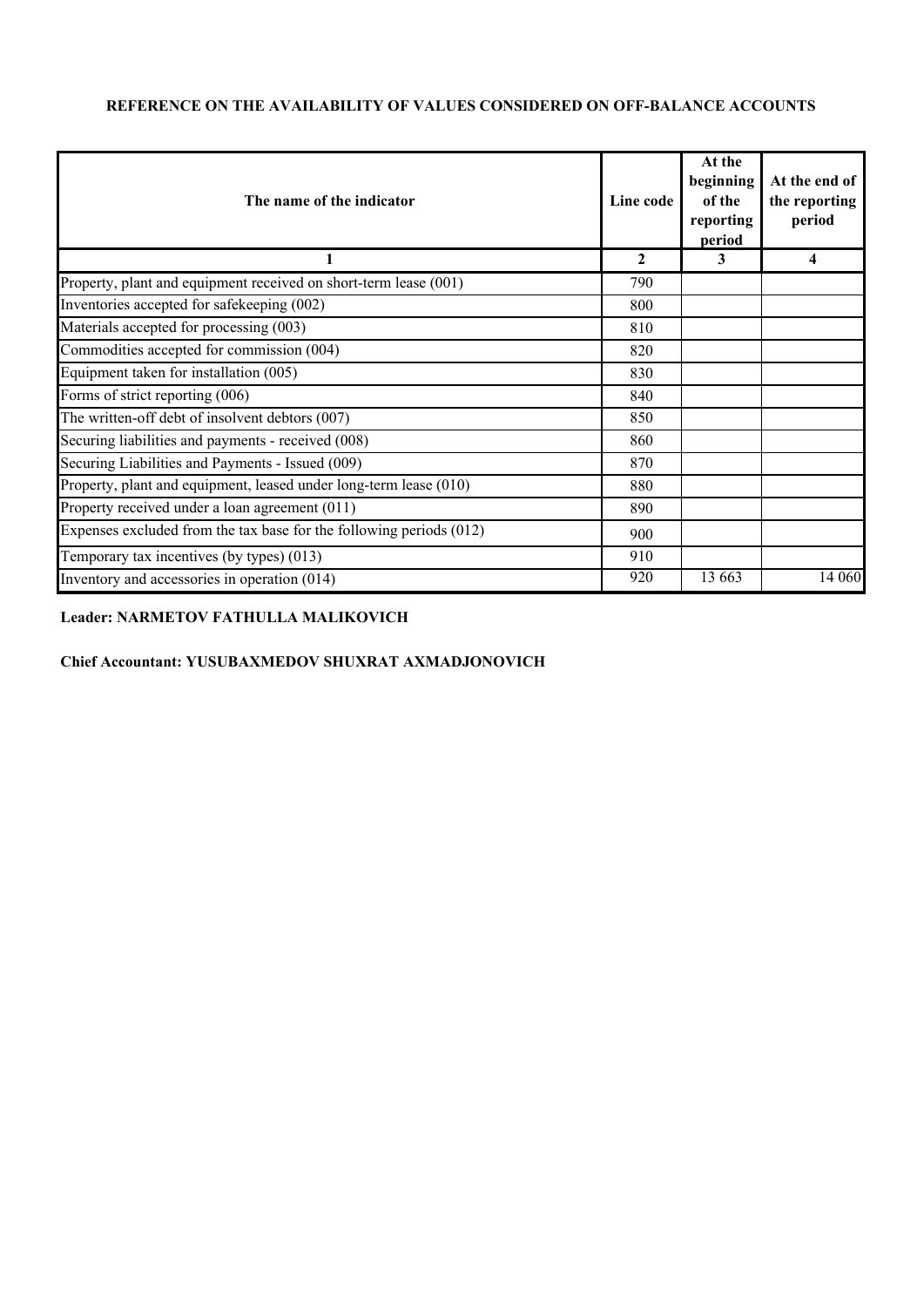**REFERENCE ON THE AVAILABILITY OF VALUES CONSIDERED ON OFF-BALANCE ACCOUNTS**

| The name of the indicator | Line code | At the beginning of the reporting period | At the end of the reporting period |
|---|---|---|---|
| 1 | 2 | 3 | 4 |
| Property, plant and equipment received on short-term lease (001) | 790 | | |
| Inventories accepted for safekeeping (002) | 800 | | |
| Materials accepted for processing (003) | 810 | | |
| Commodities accepted for commission (004) | 820 | | |
| Equipment taken for installation (005) | 830 | | |
| Forms of strict reporting (006) | 840 | | |
| The written-off debt of insolvent debtors (007) | 850 | | |
| Securing liabilities and payments - received (008) | 860 | | |
| Securing Liabilities and Payments - Issued (009) | 870 | | |
| Property, plant and equipment, leased under long-term lease (010) | 880 | | |
| Property received under a loan agreement (011) | 890 | | |
| Expenses excluded from the tax base for the following periods (012) | 900 | | |
| Temporary tax incentives (by types) (013) | 910 | | |
| Inventory and accessories in operation (014) | 920 | 13 663 | 14 060 |

**Leader: NARMETOV FATHULLA MALIKOVICH**

**Chief Accountant: YUSUBAXMEDOV SHUXRAT AXMADJONOVICH**